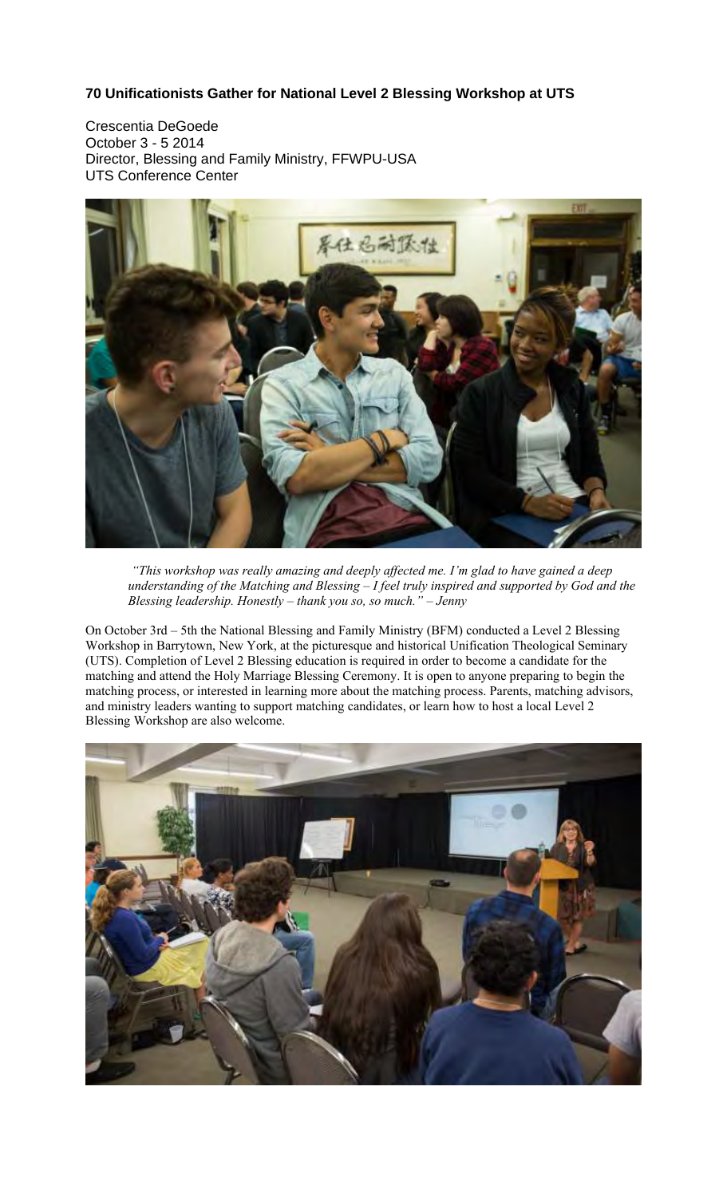# 70 Unificationists Gather for National Level 2 Blessing Workshop at UTS

Crescentia DeGoede
October 3 - 5 2014
Director, Blessing and Family Ministry, FFWPU-USA
UTS Conference Center

*"This workshop was really amazing and deeply affected me. I'm glad to have gained a deep understanding of the Matching and Blessing – I feel truly inspired and supported by God and the Blessing leadership. Honestly – thank you so, so much." – Jenny*

On October 3rd – 5th the National Blessing and Family Ministry (BFM) conducted a Level 2 Blessing Workshop in Barrytown, New York, at the picturesque and historical Unification Theological Seminary (UTS). Completion of Level 2 Blessing education is required in order to become a candidate for the matching and attend the Holy Marriage Blessing Ceremony. It is open to anyone preparing to begin the matching process, or interested in learning more about the matching process. Parents, matching advisors, and ministry leaders wanting to support matching candidates, or learn how to host a local Level 2 Blessing Workshop are also welcome.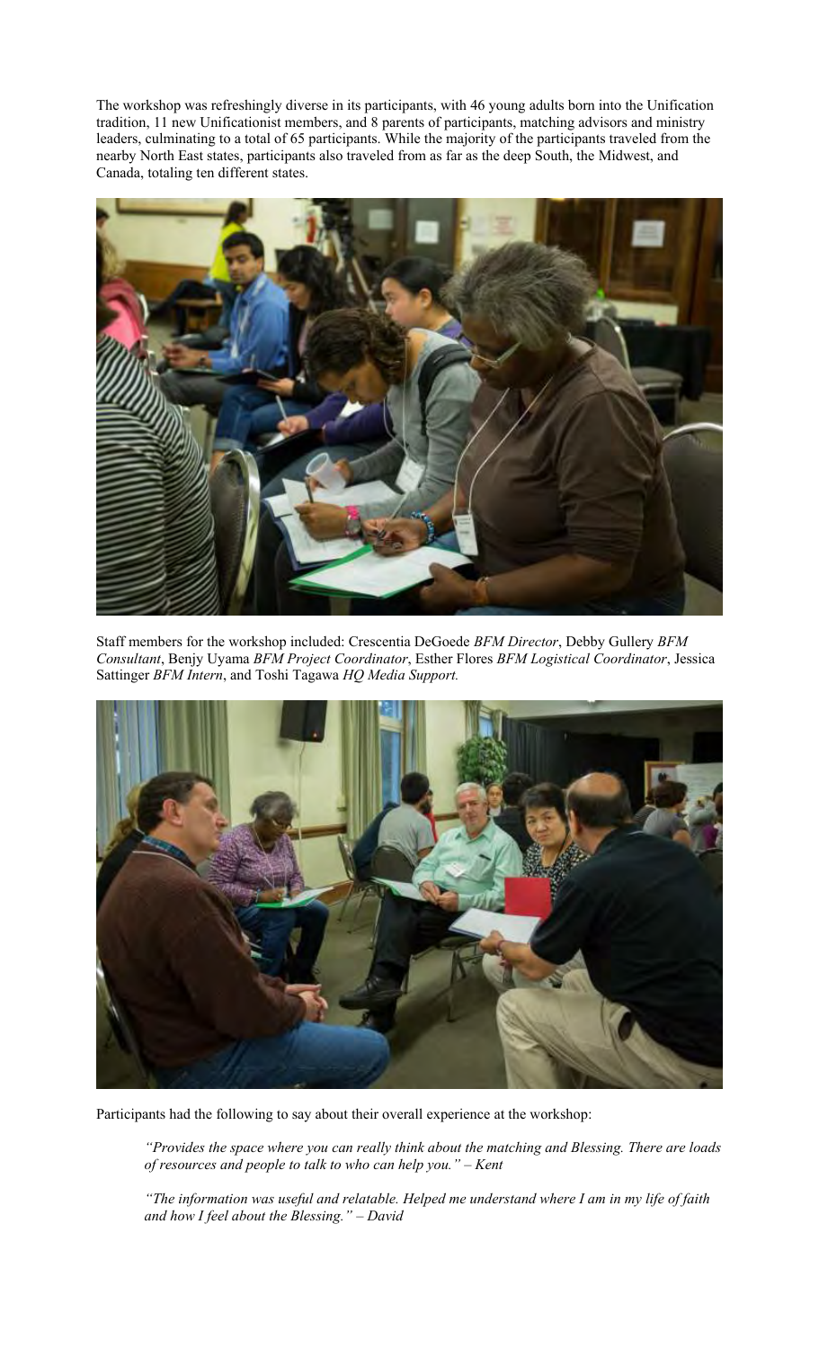The workshop was refreshingly diverse in its participants, with 46 young adults born into the Unification tradition, 11 new Unificationist members, and 8 parents of participants, matching advisors and ministry leaders, culminating to a total of 65 participants. While the majority of the participants traveled from the nearby North East states, participants also traveled from as far as the deep South, the Midwest, and Canada, totaling ten different states.

Staff members for the workshop included: Crescentia DeGoede *BFM Director*, Debby Gullery *BFM Consultant*, Benjy Uyama *BFM Project Coordinator*, Esther Flores *BFM Logistical Coordinator*, Jessica Sattinger *BFM Intern*, and Toshi Tagawa *HQ Media Support.*

Participants had the following to say about their overall experience at the workshop:

> *"Provides the space where you can really think about the matching and Blessing. There are loads of resources and people to talk to who can help you." – Kent*

> *"The information was useful and relatable. Helped me understand where I am in my life of faith and how I feel about the Blessing." – David*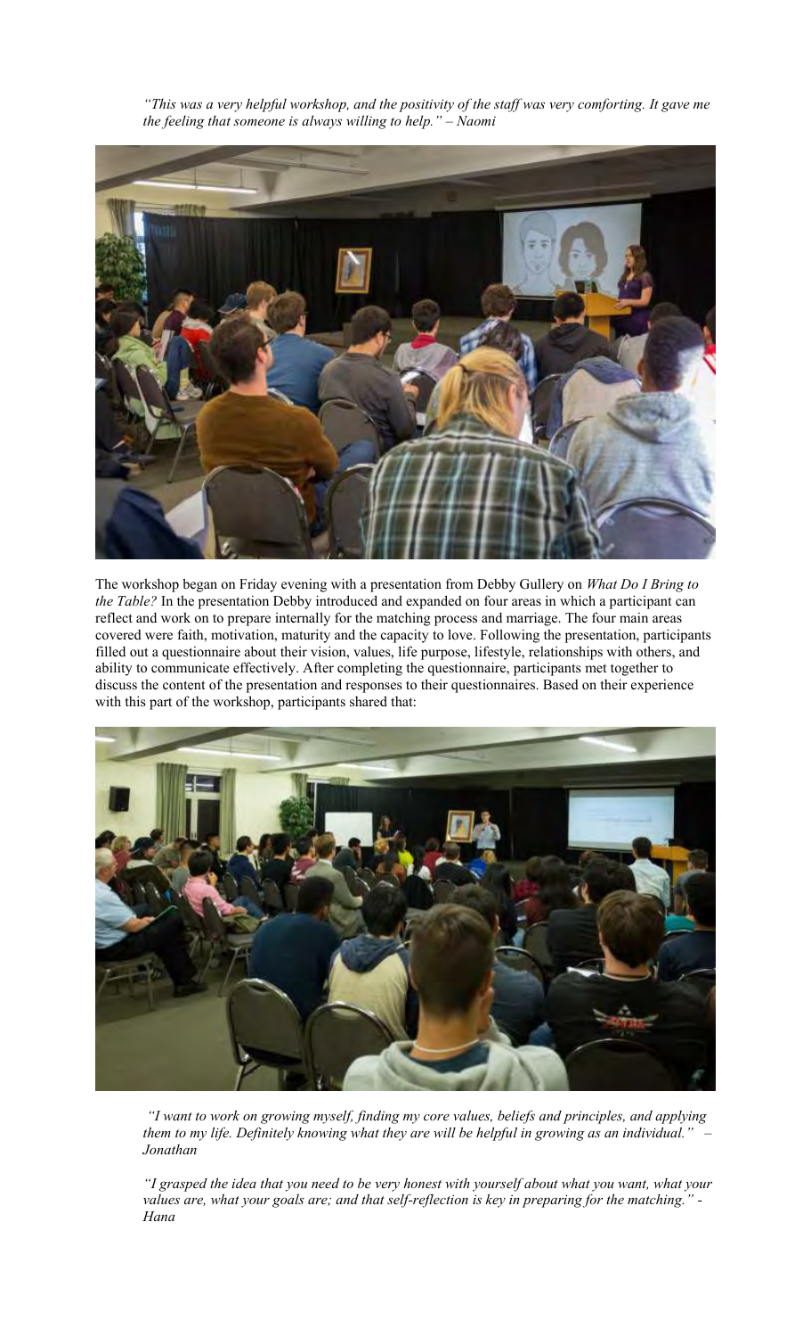*"This was a very helpful workshop, and the positivity of the staff was very comforting. It gave me the feeling that someone is always willing to help." – Naomi*

The workshop began on Friday evening with a presentation from Debby Gullery on *What Do I Bring to the Table?* In the presentation Debby introduced and expanded on four areas in which a participant can reflect and work on to prepare internally for the matching process and marriage. The four main areas covered were faith, motivation, maturity and the capacity to love. Following the presentation, participants filled out a questionnaire about their vision, values, life purpose, lifestyle, relationships with others, and ability to communicate effectively. After completing the questionnaire, participants met together to discuss the content of the presentation and responses to their questionnaires. Based on their experience with this part of the workshop, participants shared that:

*"I want to work on growing myself, finding my core values, beliefs and principles, and applying them to my life. Definitely knowing what they are will be helpful in growing as an individual." – Jonathan*

*"I grasped the idea that you need to be very honest with yourself about what you want, what your values are, what your goals are; and that self-reflection is key in preparing for the matching." - Hana*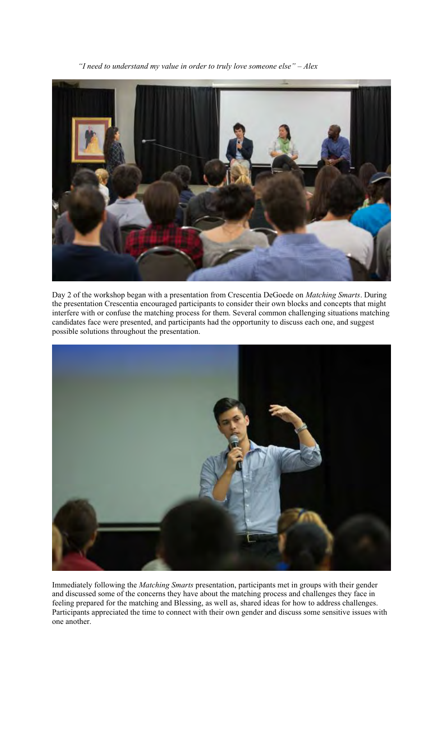*"I need to understand my value in order to truly love someone else" – Alex*

Day 2 of the workshop began with a presentation from Crescentia DeGoede on *Matching Smarts*. During the presentation Crescentia encouraged participants to consider their own blocks and concepts that might interfere with or confuse the matching process for them. Several common challenging situations matching candidates face were presented, and participants had the opportunity to discuss each one, and suggest possible solutions throughout the presentation.

Immediately following the *Matching Smarts* presentation, participants met in groups with their gender and discussed some of the concerns they have about the matching process and challenges they face in feeling prepared for the matching and Blessing, as well as, shared ideas for how to address challenges. Participants appreciated the time to connect with their own gender and discuss some sensitive issues with one another.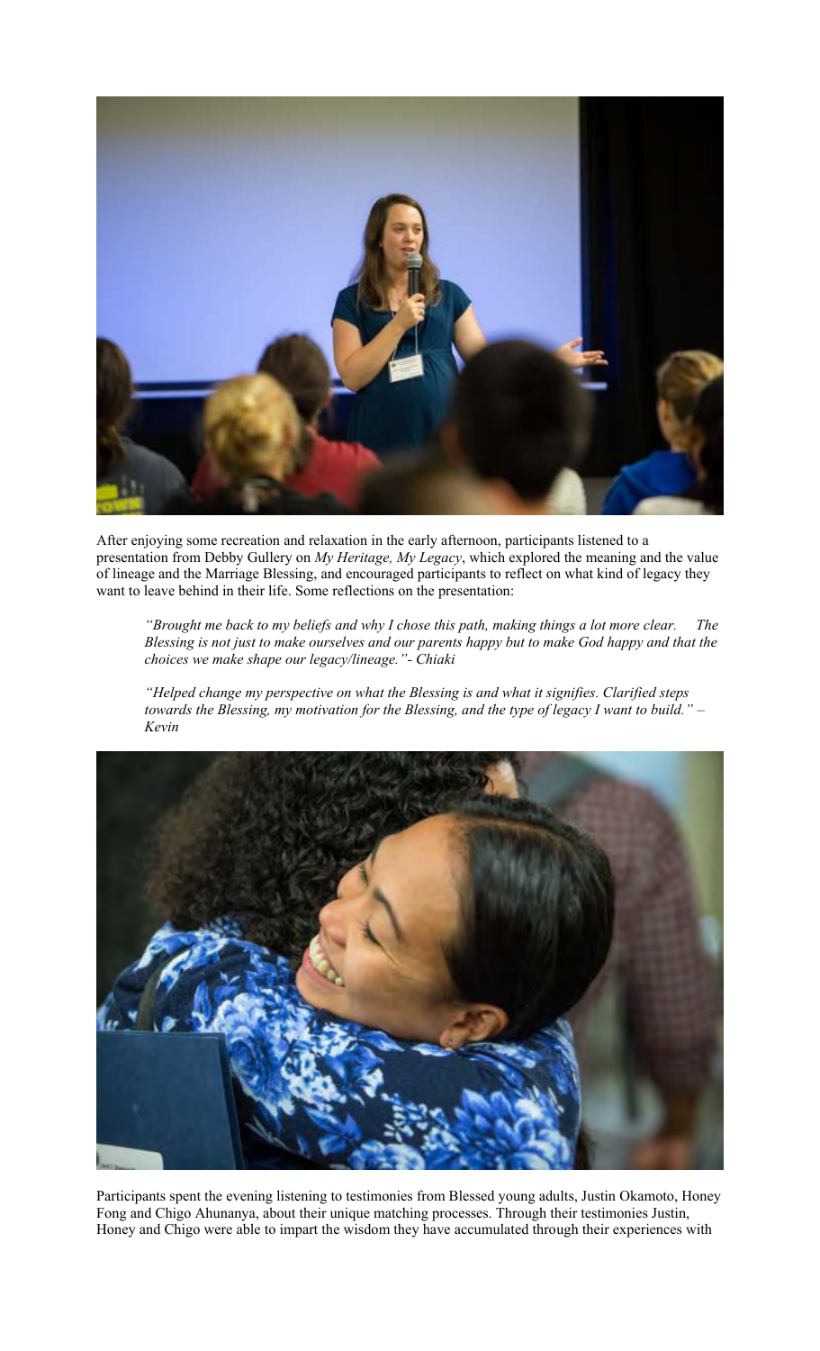After enjoying some recreation and relaxation in the early afternoon, participants listened to a presentation from Debby Gullery on *My Heritage, My Legacy*, which explored the meaning and the value of lineage and the Marriage Blessing, and encouraged participants to reflect on what kind of legacy they want to leave behind in their life. Some reflections on the presentation:

> *"Brought me back to my beliefs and why I chose this path, making things a lot more clear. The Blessing is not just to make ourselves and our parents happy but to make God happy and that the choices we make shape our legacy/lineage."- Chiaki*

> *"Helped change my perspective on what the Blessing is and what it signifies. Clarified steps towards the Blessing, my motivation for the Blessing, and the type of legacy I want to build." – Kevin*

Participants spent the evening listening to testimonies from Blessed young adults, Justin Okamoto, Honey Fong and Chigo Ahunanya, about their unique matching processes. Through their testimonies Justin, Honey and Chigo were able to impart the wisdom they have accumulated through their experiences with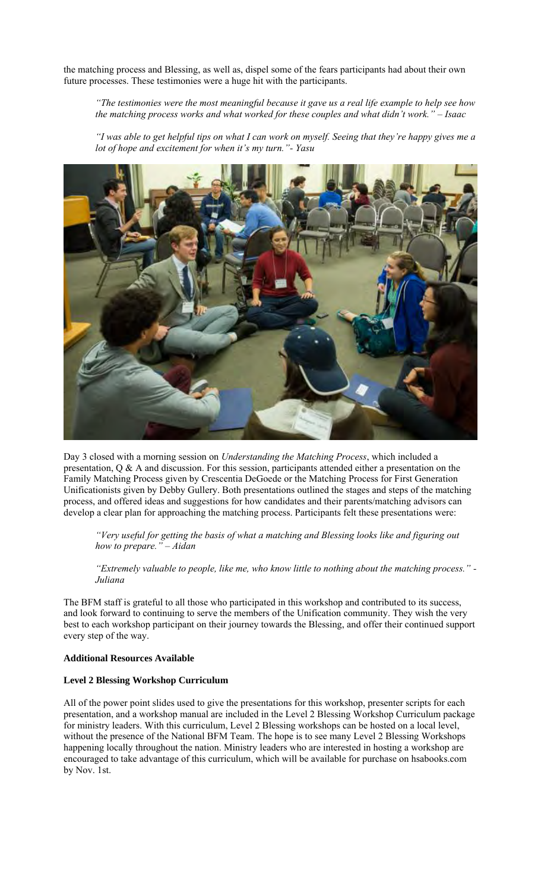the matching process and Blessing, as well as, dispel some of the fears participants had about their own future processes. These testimonies were a huge hit with the participants.

> *"The testimonies were the most meaningful because it gave us a real life example to help see how the matching process works and what worked for these couples and what didn't work." – Isaac*

> *"I was able to get helpful tips on what I can work on myself. Seeing that they're happy gives me a lot of hope and excitement for when it's my turn."- Yasu*

Day 3 closed with a morning session on *Understanding the Matching Process*, which included a presentation, Q & A and discussion. For this session, participants attended either a presentation on the Family Matching Process given by Crescentia DeGoede or the Matching Process for First Generation Unificationists given by Debby Gullery. Both presentations outlined the stages and steps of the matching process, and offered ideas and suggestions for how candidates and their parents/matching advisors can develop a clear plan for approaching the matching process. Participants felt these presentations were:

> *"Very useful for getting the basis of what a matching and Blessing looks like and figuring out how to prepare." – Aidan*

> *"Extremely valuable to people, like me, who know little to nothing about the matching process." - Juliana*

The BFM staff is grateful to all those who participated in this workshop and contributed to its success, and look forward to continuing to serve the members of the Unification community. They wish the very best to each workshop participant on their journey towards the Blessing, and offer their continued support every step of the way.

**Additional Resources Available**

**Level 2 Blessing Workshop Curriculum**

All of the power point slides used to give the presentations for this workshop, presenter scripts for each presentation, and a workshop manual are included in the Level 2 Blessing Workshop Curriculum package for ministry leaders. With this curriculum, Level 2 Blessing workshops can be hosted on a local level, without the presence of the National BFM Team. The hope is to see many Level 2 Blessing Workshops happening locally throughout the nation. Ministry leaders who are interested in hosting a workshop are encouraged to take advantage of this curriculum, which will be available for purchase on hsabooks.com by Nov. 1st.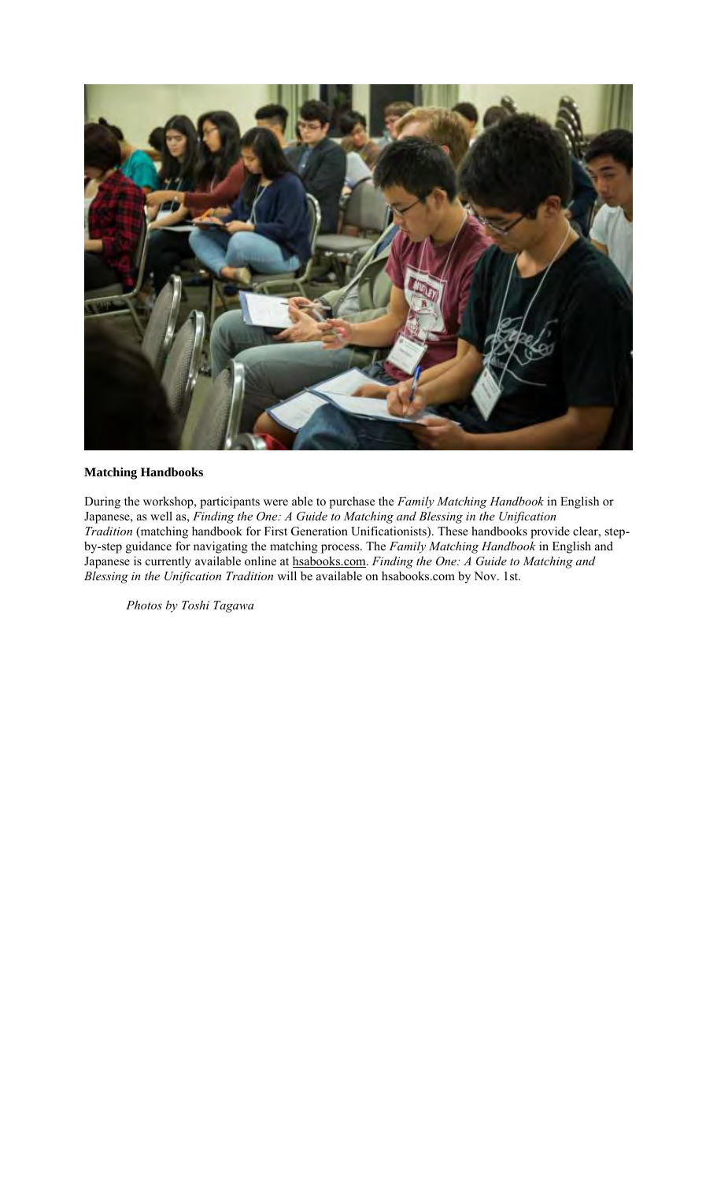**Matching Handbooks**

During the workshop, participants were able to purchase the *Family Matching Handbook* in English or Japanese, as well as, *Finding the One: A Guide to Matching and Blessing in the Unification Tradition* (matching handbook for First Generation Unificationists). These handbooks provide clear, step-by-step guidance for navigating the matching process. The *Family Matching Handbook* in English and Japanese is currently available online at hsabooks.com. *Finding the One: A Guide to Matching and Blessing in the Unification Tradition* will be available on hsabooks.com by Nov. 1st.

*Photos by Toshi Tagawa*